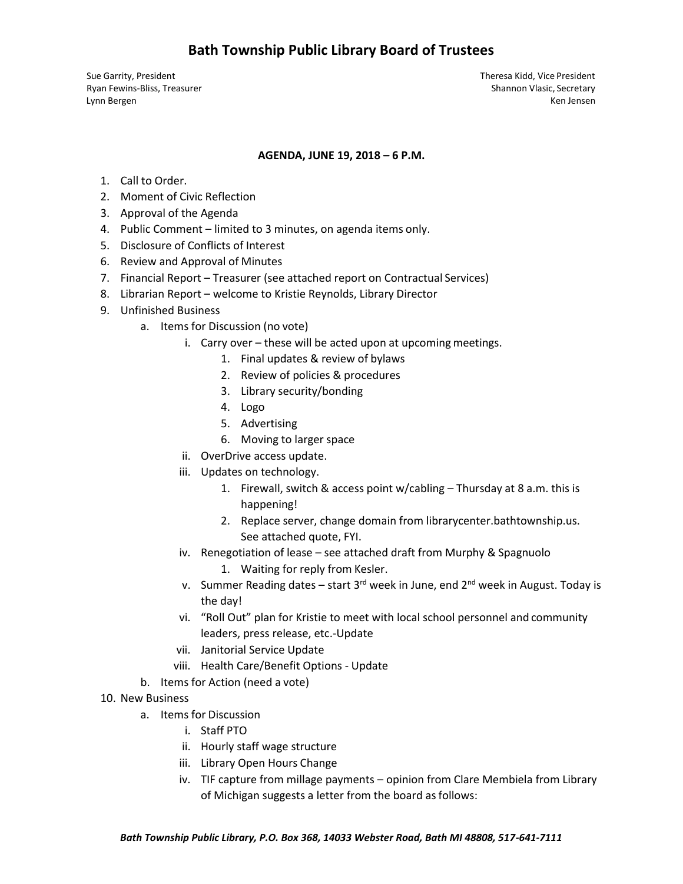# Bath Township Public Library Board of Trustees

Sue Garrity, President
Ryan Fewins-Bliss, Treasurer
Lynn Bergen

Theresa Kidd, Vice President
Shannon Vlasic, Secretary
Ken Jensen

**AGENDA, JUNE 19, 2018 – 6 P.M.**

1. Call to Order.
2. Moment of Civic Reflection
3. Approval of the Agenda
4. Public Comment – limited to 3 minutes, on agenda items only.
5. Disclosure of Conflicts of Interest
6. Review and Approval of Minutes
7. Financial Report – Treasurer (see attached report on Contractual Services)
8. Librarian Report – welcome to Kristie Reynolds, Library Director
9. Unfinished Business
    - a. Items for Discussion (no vote)
        - i. Carry over – these will be acted upon at upcoming meetings.
            1. Final updates & review of bylaws
            2. Review of policies & procedures
            3. Library security/bonding
            4. Logo
            5. Advertising
            6. Moving to larger space
        - ii. OverDrive access update.
        - iii. Updates on technology.
            1. Firewall, switch & access point w/cabling – Thursday at 8 a.m. this is happening!
            2. Replace server, change domain from librarycenter.bathtownship.us. See attached quote, FYI.
        - iv. Renegotiation of lease – see attached draft from Murphy & Spagnuolo
            1. Waiting for reply from Kesler.
        - v. Summer Reading dates – start 3rd week in June, end 2nd week in August. Today is the day!
        - vi. "Roll Out" plan for Kristie to meet with local school personnel and community leaders, press release, etc.-Update
        - vii. Janitorial Service Update
        - viii. Health Care/Benefit Options - Update
    - b. Items for Action (need a vote)
10. New Business
    - a. Items for Discussion
        - i. Staff PTO
        - ii. Hourly staff wage structure
        - iii. Library Open Hours Change
        - iv. TIF capture from millage payments – opinion from Clare Membiela from Library of Michigan suggests a letter from the board as follows: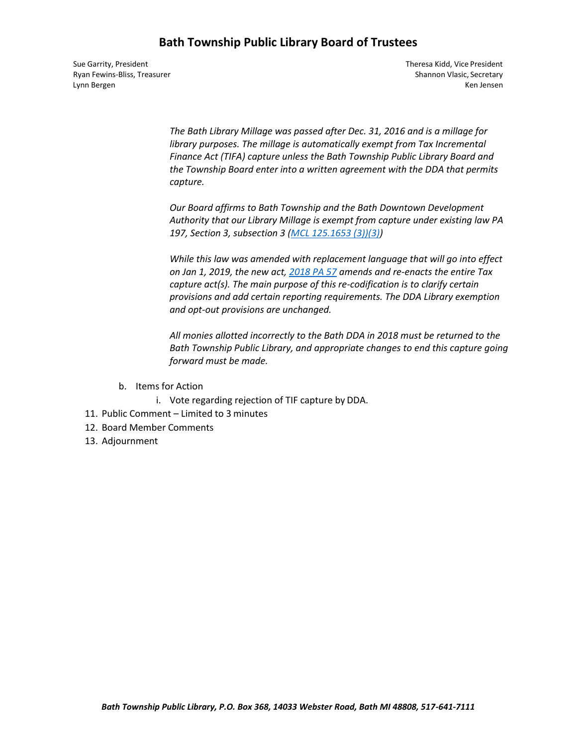# Bath Township Public Library Board of Trustees

Sue Garrity, President
Ryan Fewins-Bliss, Treasurer
Lynn Bergen

Theresa Kidd, Vice President
Shannon Vlasic, Secretary
Ken Jensen

*The Bath Library Millage was passed after Dec. 31, 2016 and is a millage for library purposes. The millage is automatically exempt from Tax Incremental Finance Act (TIFA) capture unless the Bath Township Public Library Board and the Township Board enter into a written agreement with the DDA that permits capture.*

*Our Board affirms to Bath Township and the Bath Downtown Development Authority that our Library Millage is exempt from capture under existing law PA 197, Section 3, subsection 3 (MCL 125.1653 (3))(3))*

*While this law was amended with replacement language that will go into effect on Jan 1, 2019, the new act, 2018 PA 57 amends and re-enacts the entire Tax capture act(s). The main purpose of this re-codification is to clarify certain provisions and add certain reporting requirements. The DDA Library exemption and opt-out provisions are unchanged.*

*All monies allotted incorrectly to the Bath DDA in 2018 must be returned to the Bath Township Public Library, and appropriate changes to end this capture going forward must be made.*

b. Items for Action
    i. Vote regarding rejection of TIF capture by DDA.

11. Public Comment – Limited to 3 minutes
12. Board Member Comments
13. Adjournment

*Bath Township Public Library, P.O. Box 368, 14033 Webster Road, Bath MI 48808, 517-641-7111*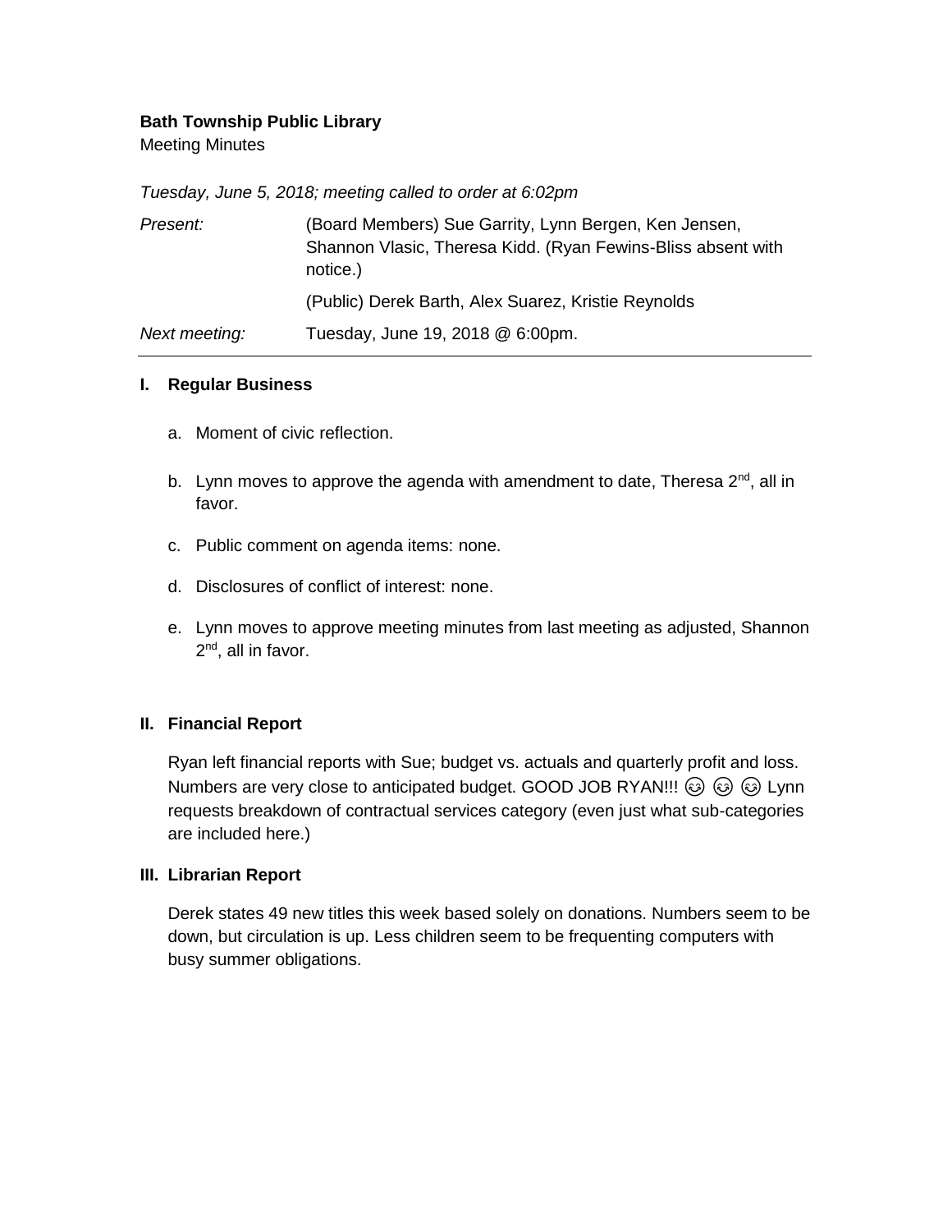**Bath Township Public Library**

Meeting Minutes

*Tuesday, June 5, 2018; meeting called to order at 6:02pm*

| | |
|---|---|
| *Present:* | (Board Members) Sue Garrity, Lynn Bergen, Ken Jensen, Shannon Vlasic, Theresa Kidd. (Ryan Fewins-Bliss absent with notice.) |
| | (Public) Derek Barth, Alex Suarez, Kristie Reynolds |
| *Next meeting:* | Tuesday, June 19, 2018 @ 6:00pm. |

---

## I. Regular Business

a. Moment of civic reflection.

b. Lynn moves to approve the agenda with amendment to date, Theresa 2nd, all in favor.

c. Public comment on agenda items: none.

d. Disclosures of conflict of interest: none.

e. Lynn moves to approve meeting minutes from last meeting as adjusted, Shannon 2nd, all in favor.

## II. Financial Report

Ryan left financial reports with Sue; budget vs. actuals and quarterly profit and loss. Numbers are very close to anticipated budget. GOOD JOB RYAN!!! 😊 😊 😊 Lynn requests breakdown of contractual services category (even just what sub-categories are included here.)

## III. Librarian Report

Derek states 49 new titles this week based solely on donations. Numbers seem to be down, but circulation is up. Less children seem to be frequenting computers with busy summer obligations.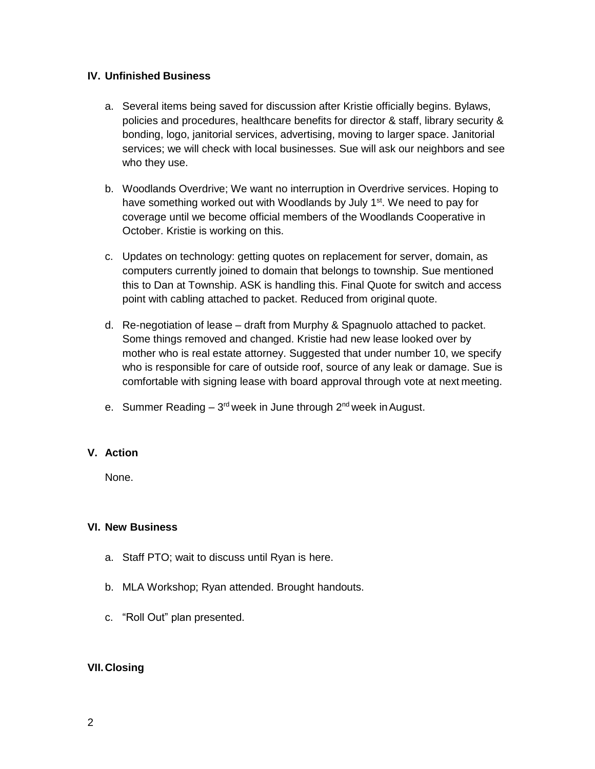## IV. Unfinished Business

a. Several items being saved for discussion after Kristie officially begins. Bylaws, policies and procedures, healthcare benefits for director & staff, library security & bonding, logo, janitorial services, advertising, moving to larger space. Janitorial services; we will check with local businesses. Sue will ask our neighbors and see who they use.

b. Woodlands Overdrive; We want no interruption in Overdrive services. Hoping to have something worked out with Woodlands by July 1st. We need to pay for coverage until we become official members of the Woodlands Cooperative in October. Kristie is working on this.

c. Updates on technology: getting quotes on replacement for server, domain, as computers currently joined to domain that belongs to township. Sue mentioned this to Dan at Township. ASK is handling this. Final Quote for switch and access point with cabling attached to packet. Reduced from original quote.

d. Re-negotiation of lease – draft from Murphy & Spagnuolo attached to packet. Some things removed and changed. Kristie had new lease looked over by mother who is real estate attorney. Suggested that under number 10, we specify who is responsible for care of outside roof, source of any leak or damage. Sue is comfortable with signing lease with board approval through vote at next meeting.

e. Summer Reading – 3rd week in June through 2nd week in August.

## V. Action

None.

## VI. New Business

a. Staff PTO; wait to discuss until Ryan is here.

b. MLA Workshop; Ryan attended. Brought handouts.

c. "Roll Out" plan presented.

## VII. Closing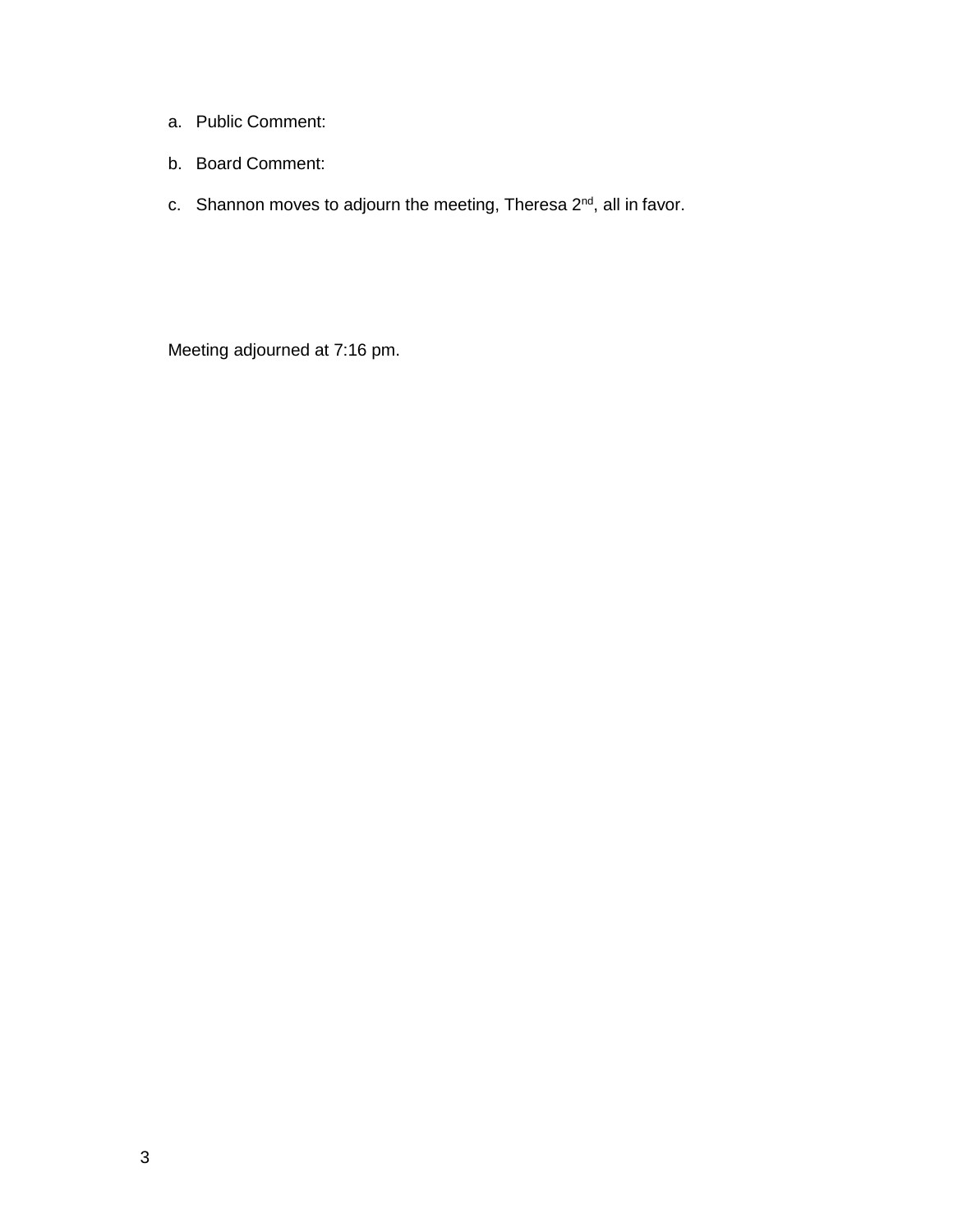a. Public Comment:

b. Board Comment:

c. Shannon moves to adjourn the meeting, Theresa 2nd, all in favor.

Meeting adjourned at 7:16 pm.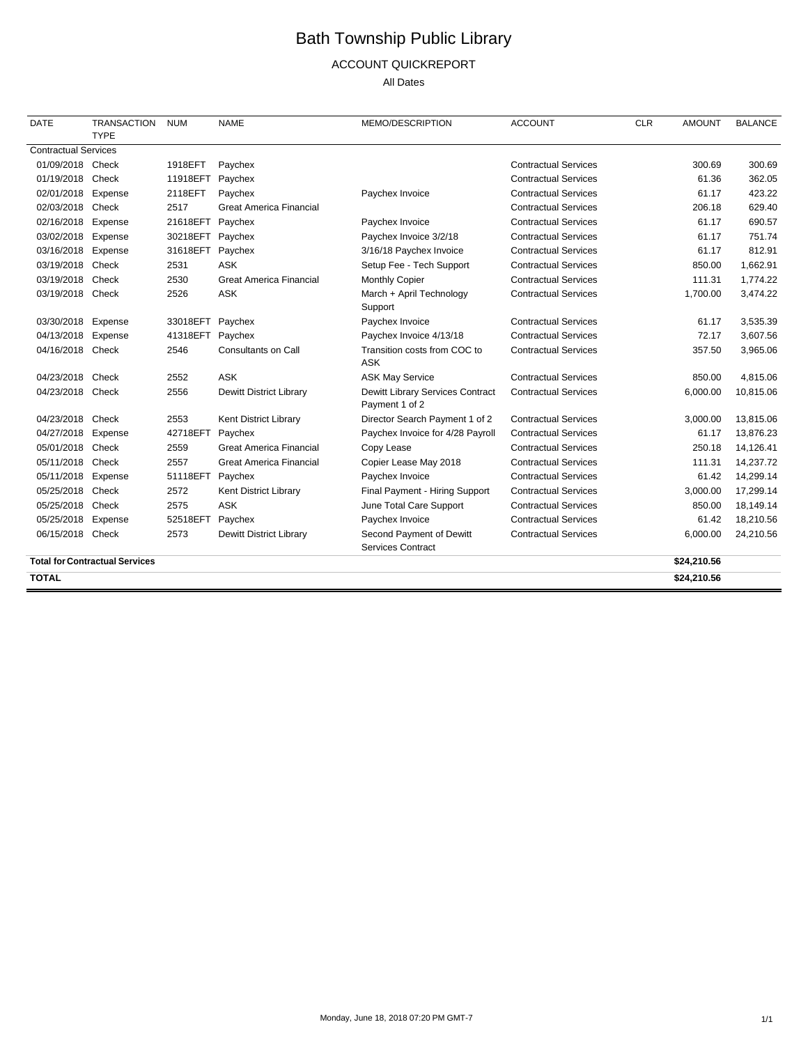# Bath Township Public Library

## ACCOUNT QUICKREPORT

All Dates

| DATE | TRANSACTION TYPE | NUM | NAME | MEMO/DESCRIPTION | ACCOUNT | CLR | AMOUNT | BALANCE |
|---|---|---|---|---|---|---|---|---|
| Contractual Services | | | | | | | | |
| 01/09/2018 | Check | 1918EFT | Paychex | | Contractual Services | | 300.69 | 300.69 |
| 01/19/2018 | Check | 11918EFT | Paychex | | Contractual Services | | 61.36 | 362.05 |
| 02/01/2018 | Expense | 2118EFT | Paychex | Paychex Invoice | Contractual Services | | 61.17 | 423.22 |
| 02/03/2018 | Check | 2517 | Great America Financial | | Contractual Services | | 206.18 | 629.40 |
| 02/16/2018 | Expense | 21618EFT | Paychex | Paychex Invoice | Contractual Services | | 61.17 | 690.57 |
| 03/02/2018 | Expense | 30218EFT | Paychex | Paychex Invoice 3/2/18 | Contractual Services | | 61.17 | 751.74 |
| 03/16/2018 | Expense | 31618EFT | Paychex | 3/16/18 Paychex Invoice | Contractual Services | | 61.17 | 812.91 |
| 03/19/2018 | Check | 2531 | ASK | Setup Fee - Tech Support | Contractual Services | | 850.00 | 1,662.91 |
| 03/19/2018 | Check | 2530 | Great America Financial | Monthly Copier | Contractual Services | | 111.31 | 1,774.22 |
| 03/19/2018 | Check | 2526 | ASK | March + April Technology Support | Contractual Services | | 1,700.00 | 3,474.22 |
| 03/30/2018 | Expense | 33018EFT | Paychex | Paychex Invoice | Contractual Services | | 61.17 | 3,535.39 |
| 04/13/2018 | Expense | 41318EFT | Paychex | Paychex Invoice 4/13/18 | Contractual Services | | 72.17 | 3,607.56 |
| 04/16/2018 | Check | 2546 | Consultants on Call | Transition costs from COC to ASK | Contractual Services | | 357.50 | 3,965.06 |
| 04/23/2018 | Check | 2552 | ASK | ASK May Service | Contractual Services | | 850.00 | 4,815.06 |
| 04/23/2018 | Check | 2556 | Dewitt District Library | Dewitt Library Services Contract Payment 1 of 2 | Contractual Services | | 6,000.00 | 10,815.06 |
| 04/23/2018 | Check | 2553 | Kent District Library | Director Search Payment 1 of 2 | Contractual Services | | 3,000.00 | 13,815.06 |
| 04/27/2018 | Expense | 42718EFT | Paychex | Paychex Invoice for 4/28 Payroll | Contractual Services | | 61.17 | 13,876.23 |
| 05/01/2018 | Check | 2559 | Great America Financial | Copy Lease | Contractual Services | | 250.18 | 14,126.41 |
| 05/11/2018 | Check | 2557 | Great America Financial | Copier Lease May 2018 | Contractual Services | | 111.31 | 14,237.72 |
| 05/11/2018 | Expense | 51118EFT | Paychex | Paychex Invoice | Contractual Services | | 61.42 | 14,299.14 |
| 05/25/2018 | Check | 2572 | Kent District Library | Final Payment - Hiring Support | Contractual Services | | 3,000.00 | 17,299.14 |
| 05/25/2018 | Check | 2575 | ASK | June Total Care Support | Contractual Services | | 850.00 | 18,149.14 |
| 05/25/2018 | Expense | 52518EFT | Paychex | Paychex Invoice | Contractual Services | | 61.42 | 18,210.56 |
| 06/15/2018 | Check | 2573 | Dewitt District Library | Second Payment of Dewitt Services Contract | Contractual Services | | 6,000.00 | 24,210.56 |
| **Total for Contractual Services** | | | | | | | **$24,210.56** | |
| **TOTAL** | | | | | | | **$24,210.56** | |

Monday, June 18, 2018 07:20 PM GMT-7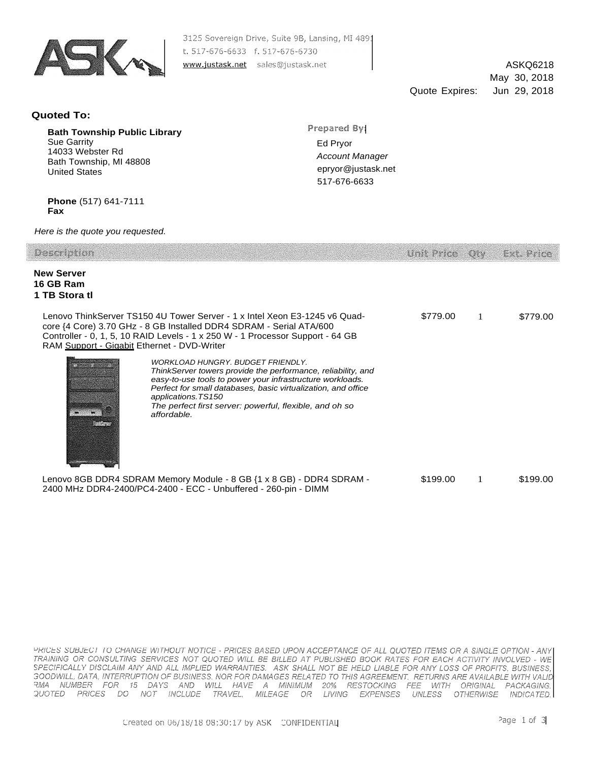3125 Sovereign Drive, Suite 9B, Lansing, MI 4891
t. 517-676-6633 f. 517-676-6730
www.justask.net sales@justask.net

ASKQ6218
May 30, 2018
Quote Expires: Jun 29, 2018

**Quoted To:**

**Bath Township Public Library**
Sue Garrity
14033 Webster Rd
Bath Township, MI 48808
United States

**Phone** (517) 641-7111
**Fax**

**Prepared By:**
Ed Pryor
*Account Manager*
epryor@justask.net
517-676-6633

*Here is the quote you requested.*

| Description | Unit Price | Qty | Ext. Price |
|---|---|---|---|
| **New Server** <br> **16 GB Ram** <br> **1 TB Stora tl** | | | |
| Lenovo ThinkServer TS150 4U Tower Server - 1 x Intel Xeon E3-1245 v6 Quad-core {4 Core) 3.70 GHz - 8 GB Installed DDR4 SDRAM - Serial ATA/600 Controller - 0, 1, 5, 10 RAID Levels - 1 x 250 W - 1 Processor Support - 64 GB RAM Support - Gigabit Ethernet - DVD-Writer <br><br> *WORKLOAD HUNGRY. BUDGET FRIENDLY.* <br> *ThinkServer towers provide the performance, reliability, and easy-to-use tools to power your infrastructure workloads. Perfect for small databases, basic virtualization, and office applications.TS150* <br> *The perfect first server: powerful, flexible, and oh so affordable.* | $779.00 | 1 | $779.00 |
| Lenovo 8GB DDR4 SDRAM Memory Module - 8 GB {1 x 8 GB) - DDR4 SDRAM - 2400 MHz DDR4-2400/PC4-2400 - ECC - Unbuffered - 260-pin - DIMM | $199.00 | 1 | $199.00 |

*PRICES SUBJECT TO CHANGE WITHOUT NOTICE - PRICES BASED UPON ACCEPTANCE OF ALL QUOTED ITEMS OR A SINGLE OPTION - ANY TRAINING OR CONSULTING SERVICES NOT QUOTED WILL BE BILLED AT PUBLISHED BOOK RATES FOR EACH ACTIVITY INVOLVED - WE SPECIFICALLY DISCLAIM ANY AND ALL IMPLIED WARRANTIES. ASK SHALL NOT BE HELD LIABLE FOR ANY LOSS OF PROFITS, BUSINESS, GOODWILL, DATA, INTERRUPTION OF BUSINESS. NOR FOR DAMAGES RELATED TO THIS AGREEMENT. RETURNS ARE AVAILABLE WITH VALID RMA NUMBER FOR 15 DAYS AND WILL HAVE A MINIMUM 20% RESTOCKING FEE WITH ORIGINAL PACKAGING. QUOTED PRICES DO NOT INCLUDE TRAVEL, MILEAGE OR LIVING EXPENSES UNLESS OTHERWISE INDICATED.*

Created on 06/18/18 08:30:17 by ASK CONFIDENTIAL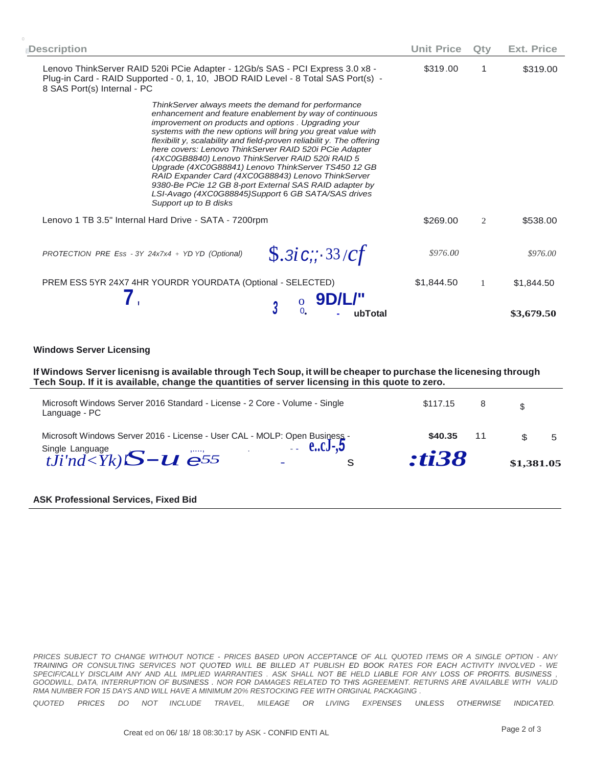| Description | Unit Price | Qty | Ext. Price |
|---|---|---|---|
| Lenovo ThinkServer RAID 520i PCie Adapter - 12Gb/s SAS - PCI Express 3.0 x8 - Plug-in Card - RAID Supported - 0, 1, 10, JBOD RAID Level - 8 Total SAS Port(s) - 8 SAS Port(s) Internal - PC | $319.00 | 1 | $319.00 |
| *ThinkServer always meets the demand for performance enhancement and feature enablement by way of continuous improvement on products and options . Upgrading your systems with the new options will bring you great value with flexibilit y, scalability and field-proven reliabilit y. The offering here covers: Lenovo ThinkServer RAID 520i PCie Adapter (4XC0GB8840) Lenovo ThinkServer RAID 520i RAID 5 Upgrade (4XC0G88841) Lenovo ThinkServer TS450 12 GB RAID Expander Card (4XC0G88843) Lenovo ThinkServer 9380-Be PCie 12 GB 8-port External SAS RAID adapter by LSI-Avago (4XC0G88845}Support 6 GB SATA/SAS drives Support up to B disks* | | | |
| Lenovo 1 TB 3.5" Internal Hard Drive - SATA - 7200rpm | $269.00 | 2 | $538.00 |
| *PROTECTION PRE Ess - 3Y 24x7x4 + YD YD (Optional)* $.3ic;;·33/cf | *$976.00* | | *$976.00* |
| PREM ESS 5YR 24X7 4HR YOURDR YOURDATA (Optional - SELECTED) | $1,844.50 | 1 | $1,844.50 |
| 7, 3 0. 9D/L/" - ubTotal | | | **$3,679.50** |

**Windows Server Licensing**

**If Windows Server licenisng is available through Tech Soup, it will be cheaper to purchase the licenesing through Tech Soup. If it is available, change the quantities of server licensing in this quote to zero.**

| Description | Unit Price | Qty | Ext. Price |
|---|---|---|---|
| Microsoft Windows Server 2016 Standard - License - 2 Core - Volume - Single Language - PC | $117.15 | 8 | $ |
| Microsoft Windows Server 2016 - License - User CAL - MOLP: Open Business - Single Language e..cJ-,5 | **$40.35** | 11 | $ 5 |
| *tJi'nd<Yk)S-u e55* - S | ***:ti38*** | | **$1,381.05** |

**ASK Professional Services, Fixed Bid**

*PRICES SUBJECT TO CHANGE WITHOUT NOTICE - PRICES BASED UPON ACCEPTANCE OF ALL QUOTED ITEMS OR A SINGLE OPTION - ANY TRAINING OR CONSULTING SERVICES NOT QUOTED WILL BE BILLED AT PUBLISH ED BOOK RATES FOR EACH ACTIVITY INVOLVED - WE SPECIFICALLY DISCLAIM ANY AND ALL IMPLIED WARRANTIES . ASK SHALL NOT BE HELD LIABLE FOR ANY LOSS OF PROFITS. BUSINESS , GOODWILL, DATA, INTERRUPTION OF BUSINESS . NOR FOR DAMAGES RELATED TO THIS AGREEMENT. RETURNS ARE AVAILABLE WITH VALID RMA NUMBER FOR 15 DAYS AND WILL HAVE A MINIMUM 20% RESTOCKING FEE WITH ORIGINAL PACKAGING .*

*QUOTED PRICES DO NOT INCLUDE TRAVEL, MILEAGE OR LIVING EXPENSES UNLESS OTHERWISE INDICATED.*

Creat ed on 06/ 18/ 18 08:30:17 by ASK - CONFID ENTI AL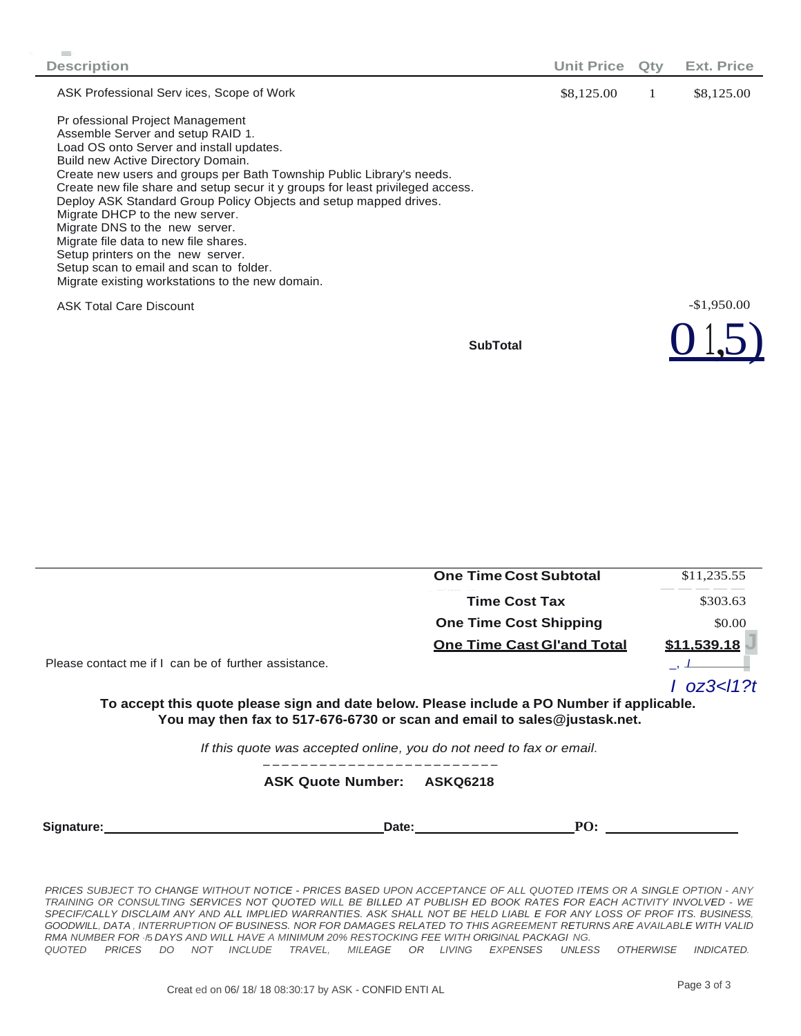| Description | Unit Price | Qty | Ext. Price |
|---|---|---|---|
| ASK Professional Services, Scope of Work | $8,125.00 | 1 | $8,125.00 |
| Professional Project Management<br>Assemble Server and setup RAID 1.<br>Load OS onto Server and install updates.<br>Build new Active Directory Domain.<br>Create new users and groups per Bath Township Public Library's needs.<br>Create new file share and setup security groups for least privileged access.<br>Deploy ASK Standard Group Policy Objects and setup mapped drives.<br>Migrate DHCP to the new server.<br>Migrate DNS to the new server.<br>Migrate file data to new file shares.<br>Setup printers on the new server.<br>Setup scan to email and scan to folder.<br>Migrate existing workstations to the new domain. | | | |
| ASK Total Care Discount | | | -$1,950.00 |
| **SubTotal** | | | 01,5) |

| | |
|---|---|
| **One Time Cost Subtotal** | $11,235.55 |
| **Time Cost Tax** | $303.63 |
| **One Time Cost Shipping** | $0.00 |
| **One Time Cast Gl'and Total** | **$11,539.18** |

*I oz3<l1?t*

Please contact me if I can be of further assistance.

**To accept this quote please sign and date below. Please include a PO Number if applicable.**
**You may then fax to 517-676-6730 or scan and email to sales@justask.net.**

*If this quote was accepted online, you do not need to fax or email.*

**ASK Quote Number: ASKQ6218**

**Signature:** ______________________ **Date:** ______________ **PO:** ______________

*PRICES SUBJECT TO CHANGE WITHOUT NOTICE - PRICES BASED UPON ACCEPTANCE OF ALL QUOTED ITEMS OR A SINGLE OPTION - ANY TRAINING OR CONSULTING SERVICES NOT QUOTED WILL BE BILLED AT PUBLISHED BOOK RATES FOR EACH ACTIVITY INVOLVED - WE SPECIFICALLY DISCLAIM ANY AND ALL IMPLIED WARRANTIES. ASK SHALL NOT BE HELD LIABLE FOR ANY LOSS OF PROFITS. BUSINESS, GOODWILL, DATA, INTERRUPTION OF BUSINESS. NOR FOR DAMAGES RELATED TO THIS AGREEMENT RETURNS ARE AVAILABLE WITH VALID RMA NUMBER FOR ·/5 DAYS AND WILL HAVE A MINIMUM 20% RESTOCKING FEE WITH ORIGINAL PACKAGING. QUOTED PRICES DO NOT INCLUDE TRAVEL, MILEAGE OR LIVING EXPENSES UNLESS OTHERWISE INDICATED.*

Created on 06/18/18 08:30:17 by ASK - CONFIDENTIAL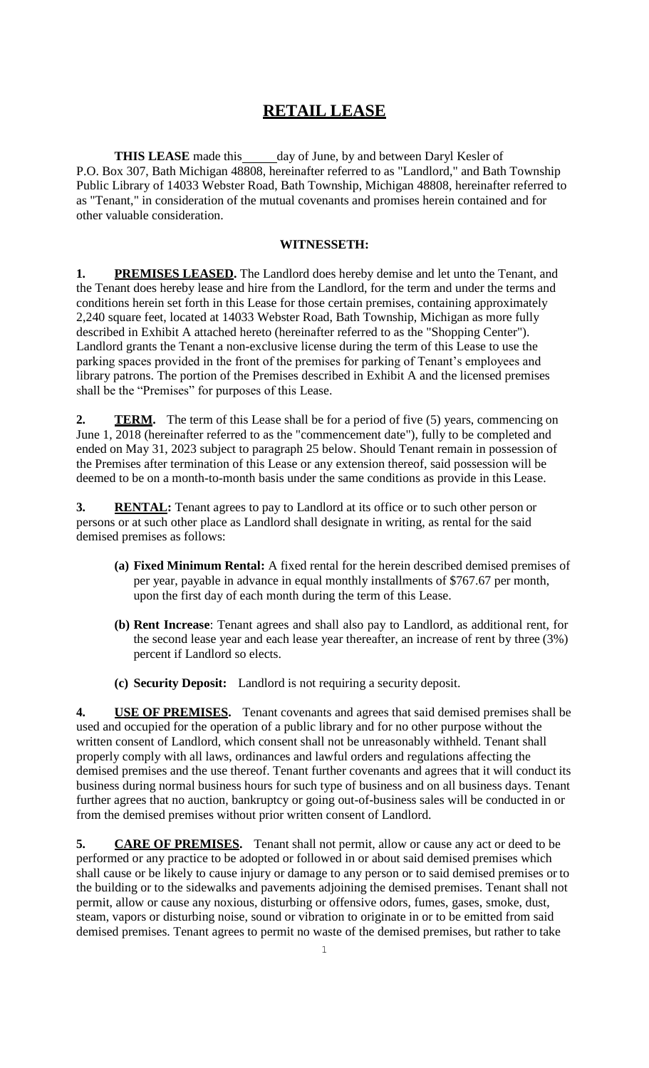# RETAIL LEASE

**THIS LEASE** made this _____ day of June, by and between Daryl Kesler of P.O. Box 307, Bath Michigan 48808, hereinafter referred to as "Landlord," and Bath Township Public Library of 14033 Webster Road, Bath Township, Michigan 48808, hereinafter referred to as "Tenant," in consideration of the mutual covenants and promises herein contained and for other valuable consideration.

**WITNESSETH:**

**1. PREMISES LEASED.** The Landlord does hereby demise and let unto the Tenant, and the Tenant does hereby lease and hire from the Landlord, for the term and under the terms and conditions herein set forth in this Lease for those certain premises, containing approximately 2,240 square feet, located at 14033 Webster Road, Bath Township, Michigan as more fully described in Exhibit A attached hereto (hereinafter referred to as the "Shopping Center"). Landlord grants the Tenant a non-exclusive license during the term of this Lease to use the parking spaces provided in the front of the premises for parking of Tenant's employees and library patrons. The portion of the Premises described in Exhibit A and the licensed premises shall be the "Premises" for purposes of this Lease.

**2. TERM.** The term of this Lease shall be for a period of five (5) years, commencing on June 1, 2018 (hereinafter referred to as the "commencement date"), fully to be completed and ended on May 31, 2023 subject to paragraph 25 below. Should Tenant remain in possession of the Premises after termination of this Lease or any extension thereof, said possession will be deemed to be on a month-to-month basis under the same conditions as provide in this Lease.

**3. RENTAL:** Tenant agrees to pay to Landlord at its office or to such other person or persons or at such other place as Landlord shall designate in writing, as rental for the said demised premises as follows:

- **(a) Fixed Minimum Rental:** A fixed rental for the herein described demised premises of per year, payable in advance in equal monthly installments of $767.67 per month, upon the first day of each month during the term of this Lease.
- **(b) Rent Increase**: Tenant agrees and shall also pay to Landlord, as additional rent, for the second lease year and each lease year thereafter, an increase of rent by three (3%) percent if Landlord so elects.
- **(c) Security Deposit:** Landlord is not requiring a security deposit.

**4. USE OF PREMISES.** Tenant covenants and agrees that said demised premises shall be used and occupied for the operation of a public library and for no other purpose without the written consent of Landlord, which consent shall not be unreasonably withheld. Tenant shall properly comply with all laws, ordinances and lawful orders and regulations affecting the demised premises and the use thereof. Tenant further covenants and agrees that it will conduct its business during normal business hours for such type of business and on all business days. Tenant further agrees that no auction, bankruptcy or going out-of-business sales will be conducted in or from the demised premises without prior written consent of Landlord.

**5. CARE OF PREMISES.** Tenant shall not permit, allow or cause any act or deed to be performed or any practice to be adopted or followed in or about said demised premises which shall cause or be likely to cause injury or damage to any person or to said demised premises or to the building or to the sidewalks and pavements adjoining the demised premises. Tenant shall not permit, allow or cause any noxious, disturbing or offensive odors, fumes, gases, smoke, dust, steam, vapors or disturbing noise, sound or vibration to originate in or to be emitted from said demised premises. Tenant agrees to permit no waste of the demised premises, but rather to take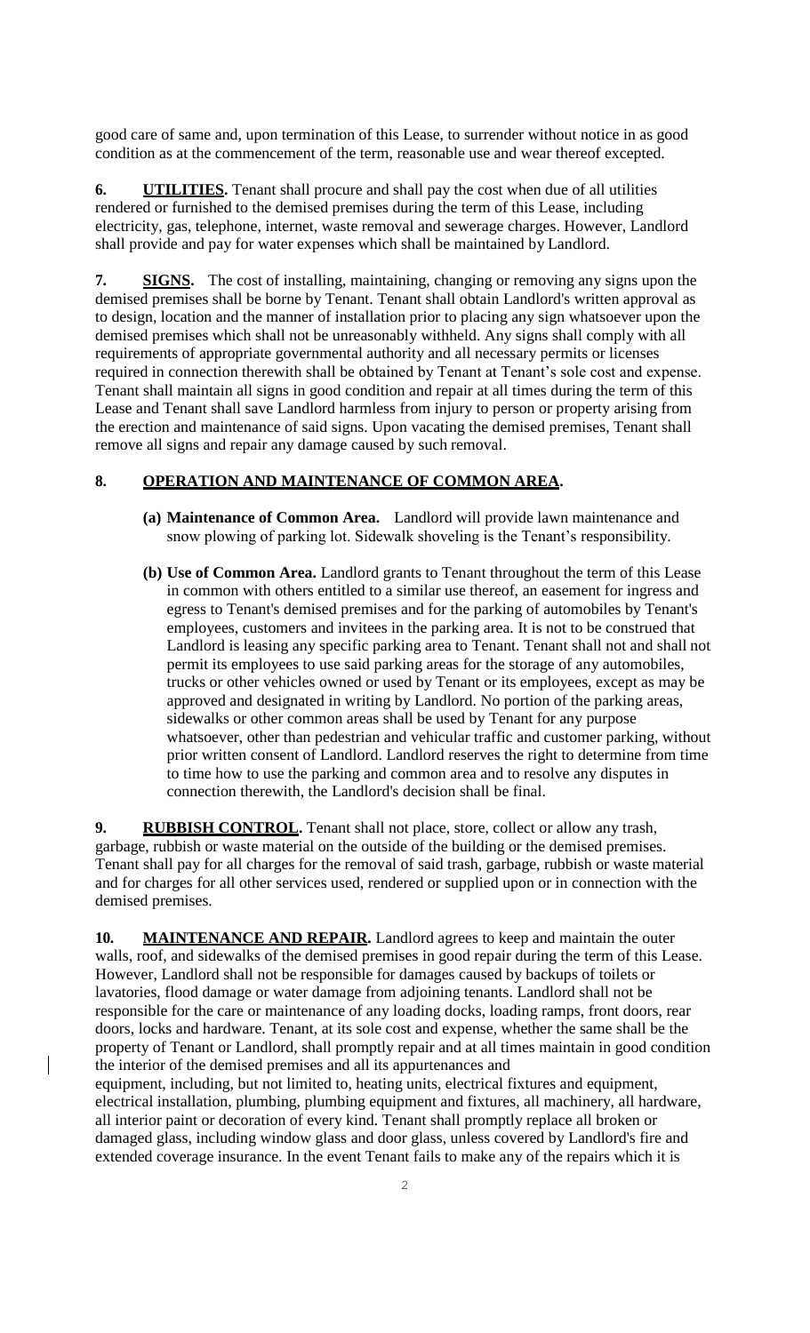good care of same and, upon termination of this Lease, to surrender without notice in as good condition as at the commencement of the term, reasonable use and wear thereof excepted.

**6. UTILITIES.** Tenant shall procure and shall pay the cost when due of all utilities rendered or furnished to the demised premises during the term of this Lease, including electricity, gas, telephone, internet, waste removal and sewerage charges. However, Landlord shall provide and pay for water expenses which shall be maintained by Landlord.

**7. SIGNS.** The cost of installing, maintaining, changing or removing any signs upon the demised premises shall be borne by Tenant. Tenant shall obtain Landlord's written approval as to design, location and the manner of installation prior to placing any sign whatsoever upon the demised premises which shall not be unreasonably withheld. Any signs shall comply with all requirements of appropriate governmental authority and all necessary permits or licenses required in connection therewith shall be obtained by Tenant at Tenant's sole cost and expense. Tenant shall maintain all signs in good condition and repair at all times during the term of this Lease and Tenant shall save Landlord harmless from injury to person or property arising from the erection and maintenance of said signs. Upon vacating the demised premises, Tenant shall remove all signs and repair any damage caused by such removal.

**8. OPERATION AND MAINTENANCE OF COMMON AREA.**

- **(a) Maintenance of Common Area.** Landlord will provide lawn maintenance and snow plowing of parking lot. Sidewalk shoveling is the Tenant's responsibility.
- **(b) Use of Common Area.** Landlord grants to Tenant throughout the term of this Lease in common with others entitled to a similar use thereof, an easement for ingress and egress to Tenant's demised premises and for the parking of automobiles by Tenant's employees, customers and invitees in the parking area. It is not to be construed that Landlord is leasing any specific parking area to Tenant. Tenant shall not and shall not permit its employees to use said parking areas for the storage of any automobiles, trucks or other vehicles owned or used by Tenant or its employees, except as may be approved and designated in writing by Landlord. No portion of the parking areas, sidewalks or other common areas shall be used by Tenant for any purpose whatsoever, other than pedestrian and vehicular traffic and customer parking, without prior written consent of Landlord. Landlord reserves the right to determine from time to time how to use the parking and common area and to resolve any disputes in connection therewith, the Landlord's decision shall be final.

**9. RUBBISH CONTROL.** Tenant shall not place, store, collect or allow any trash, garbage, rubbish or waste material on the outside of the building or the demised premises. Tenant shall pay for all charges for the removal of said trash, garbage, rubbish or waste material and for charges for all other services used, rendered or supplied upon or in connection with the demised premises.

**10. MAINTENANCE AND REPAIR.** Landlord agrees to keep and maintain the outer walls, roof, and sidewalks of the demised premises in good repair during the term of this Lease. However, Landlord shall not be responsible for damages caused by backups of toilets or lavatories, flood damage or water damage from adjoining tenants. Landlord shall not be responsible for the care or maintenance of any loading docks, loading ramps, front doors, rear doors, locks and hardware. Tenant, at its sole cost and expense, whether the same shall be the property of Tenant or Landlord, shall promptly repair and at all times maintain in good condition the interior of the demised premises and all its appurtenances and equipment, including, but not limited to, heating units, electrical fixtures and equipment, electrical installation, plumbing, plumbing equipment and fixtures, all machinery, all hardware, all interior paint or decoration of every kind. Tenant shall promptly replace all broken or damaged glass, including window glass and door glass, unless covered by Landlord's fire and extended coverage insurance. In the event Tenant fails to make any of the repairs which it is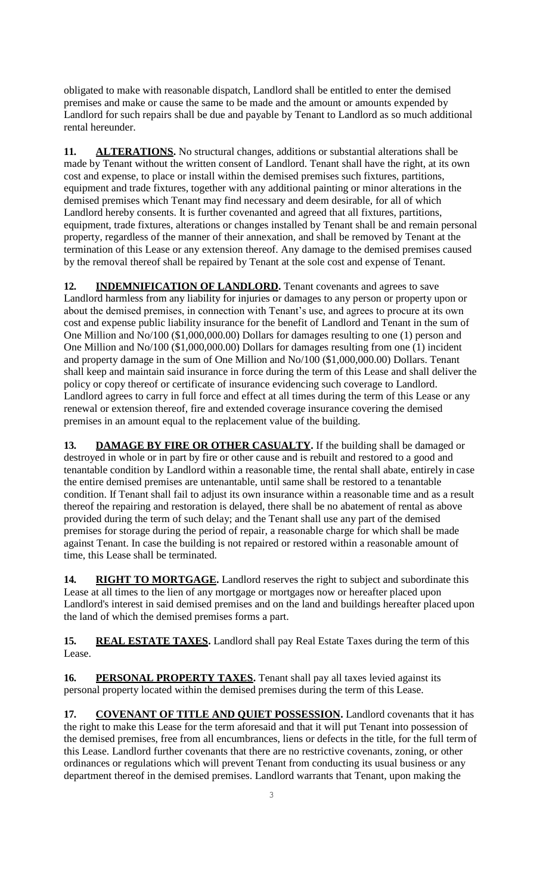obligated to make with reasonable dispatch, Landlord shall be entitled to enter the demised premises and make or cause the same to be made and the amount or amounts expended by Landlord for such repairs shall be due and payable by Tenant to Landlord as so much additional rental hereunder.

**11. ALTERATIONS.** No structural changes, additions or substantial alterations shall be made by Tenant without the written consent of Landlord. Tenant shall have the right, at its own cost and expense, to place or install within the demised premises such fixtures, partitions, equipment and trade fixtures, together with any additional painting or minor alterations in the demised premises which Tenant may find necessary and deem desirable, for all of which Landlord hereby consents. It is further covenanted and agreed that all fixtures, partitions, equipment, trade fixtures, alterations or changes installed by Tenant shall be and remain personal property, regardless of the manner of their annexation, and shall be removed by Tenant at the termination of this Lease or any extension thereof. Any damage to the demised premises caused by the removal thereof shall be repaired by Tenant at the sole cost and expense of Tenant.

**12. INDEMNIFICATION OF LANDLORD.** Tenant covenants and agrees to save Landlord harmless from any liability for injuries or damages to any person or property upon or about the demised premises, in connection with Tenant's use, and agrees to procure at its own cost and expense public liability insurance for the benefit of Landlord and Tenant in the sum of One Million and No/100 ($1,000,000.00) Dollars for damages resulting to one (1) person and One Million and No/100 ($1,000,000.00) Dollars for damages resulting from one (1) incident and property damage in the sum of One Million and No/100 ($1,000,000.00) Dollars. Tenant shall keep and maintain said insurance in force during the term of this Lease and shall deliver the policy or copy thereof or certificate of insurance evidencing such coverage to Landlord. Landlord agrees to carry in full force and effect at all times during the term of this Lease or any renewal or extension thereof, fire and extended coverage insurance covering the demised premises in an amount equal to the replacement value of the building.

**13. DAMAGE BY FIRE OR OTHER CASUALTY.** If the building shall be damaged or destroyed in whole or in part by fire or other cause and is rebuilt and restored to a good and tenantable condition by Landlord within a reasonable time, the rental shall abate, entirely in case the entire demised premises are untenantable, until same shall be restored to a tenantable condition. If Tenant shall fail to adjust its own insurance within a reasonable time and as a result thereof the repairing and restoration is delayed, there shall be no abatement of rental as above provided during the term of such delay; and the Tenant shall use any part of the demised premises for storage during the period of repair, a reasonable charge for which shall be made against Tenant. In case the building is not repaired or restored within a reasonable amount of time, this Lease shall be terminated.

**14. RIGHT TO MORTGAGE.** Landlord reserves the right to subject and subordinate this Lease at all times to the lien of any mortgage or mortgages now or hereafter placed upon Landlord's interest in said demised premises and on the land and buildings hereafter placed upon the land of which the demised premises forms a part.

**15. REAL ESTATE TAXES.** Landlord shall pay Real Estate Taxes during the term of this Lease.

**16. PERSONAL PROPERTY TAXES.** Tenant shall pay all taxes levied against its personal property located within the demised premises during the term of this Lease.

**17. COVENANT OF TITLE AND QUIET POSSESSION.** Landlord covenants that it has the right to make this Lease for the term aforesaid and that it will put Tenant into possession of the demised premises, free from all encumbrances, liens or defects in the title, for the full term of this Lease. Landlord further covenants that there are no restrictive covenants, zoning, or other ordinances or regulations which will prevent Tenant from conducting its usual business or any department thereof in the demised premises. Landlord warrants that Tenant, upon making the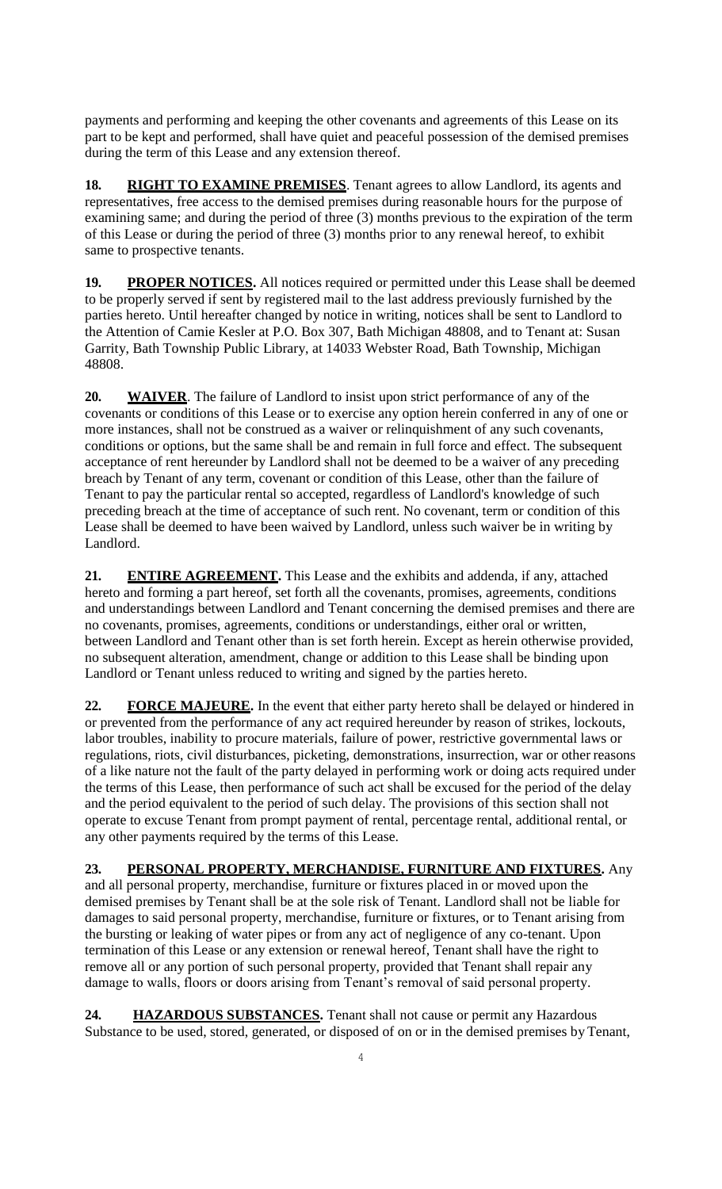payments and performing and keeping the other covenants and agreements of this Lease on its part to be kept and performed, shall have quiet and peaceful possession of the demised premises during the term of this Lease and any extension thereof.

**18. RIGHT TO EXAMINE PREMISES**. Tenant agrees to allow Landlord, its agents and representatives, free access to the demised premises during reasonable hours for the purpose of examining same; and during the period of three (3) months previous to the expiration of the term of this Lease or during the period of three (3) months prior to any renewal hereof, to exhibit same to prospective tenants.

**19. PROPER NOTICES.** All notices required or permitted under this Lease shall be deemed to be properly served if sent by registered mail to the last address previously furnished by the parties hereto. Until hereafter changed by notice in writing, notices shall be sent to Landlord to the Attention of Camie Kesler at P.O. Box 307, Bath Michigan 48808, and to Tenant at: Susan Garrity, Bath Township Public Library, at 14033 Webster Road, Bath Township, Michigan 48808.

**20. WAIVER**. The failure of Landlord to insist upon strict performance of any of the covenants or conditions of this Lease or to exercise any option herein conferred in any of one or more instances, shall not be construed as a waiver or relinquishment of any such covenants, conditions or options, but the same shall be and remain in full force and effect. The subsequent acceptance of rent hereunder by Landlord shall not be deemed to be a waiver of any preceding breach by Tenant of any term, covenant or condition of this Lease, other than the failure of Tenant to pay the particular rental so accepted, regardless of Landlord's knowledge of such preceding breach at the time of acceptance of such rent. No covenant, term or condition of this Lease shall be deemed to have been waived by Landlord, unless such waiver be in writing by Landlord.

**21. ENTIRE AGREEMENT.** This Lease and the exhibits and addenda, if any, attached hereto and forming a part hereof, set forth all the covenants, promises, agreements, conditions and understandings between Landlord and Tenant concerning the demised premises and there are no covenants, promises, agreements, conditions or understandings, either oral or written, between Landlord and Tenant other than is set forth herein. Except as herein otherwise provided, no subsequent alteration, amendment, change or addition to this Lease shall be binding upon Landlord or Tenant unless reduced to writing and signed by the parties hereto.

**22. FORCE MAJEURE.** In the event that either party hereto shall be delayed or hindered in or prevented from the performance of any act required hereunder by reason of strikes, lockouts, labor troubles, inability to procure materials, failure of power, restrictive governmental laws or regulations, riots, civil disturbances, picketing, demonstrations, insurrection, war or other reasons of a like nature not the fault of the party delayed in performing work or doing acts required under the terms of this Lease, then performance of such act shall be excused for the period of the delay and the period equivalent to the period of such delay. The provisions of this section shall not operate to excuse Tenant from prompt payment of rental, percentage rental, additional rental, or any other payments required by the terms of this Lease.

**23. PERSONAL PROPERTY, MERCHANDISE, FURNITURE AND FIXTURES.** Any and all personal property, merchandise, furniture or fixtures placed in or moved upon the demised premises by Tenant shall be at the sole risk of Tenant. Landlord shall not be liable for damages to said personal property, merchandise, furniture or fixtures, or to Tenant arising from the bursting or leaking of water pipes or from any act of negligence of any co-tenant. Upon termination of this Lease or any extension or renewal hereof, Tenant shall have the right to remove all or any portion of such personal property, provided that Tenant shall repair any damage to walls, floors or doors arising from Tenant's removal of said personal property.

**24. HAZARDOUS SUBSTANCES.** Tenant shall not cause or permit any Hazardous Substance to be used, stored, generated, or disposed of on or in the demised premises by Tenant,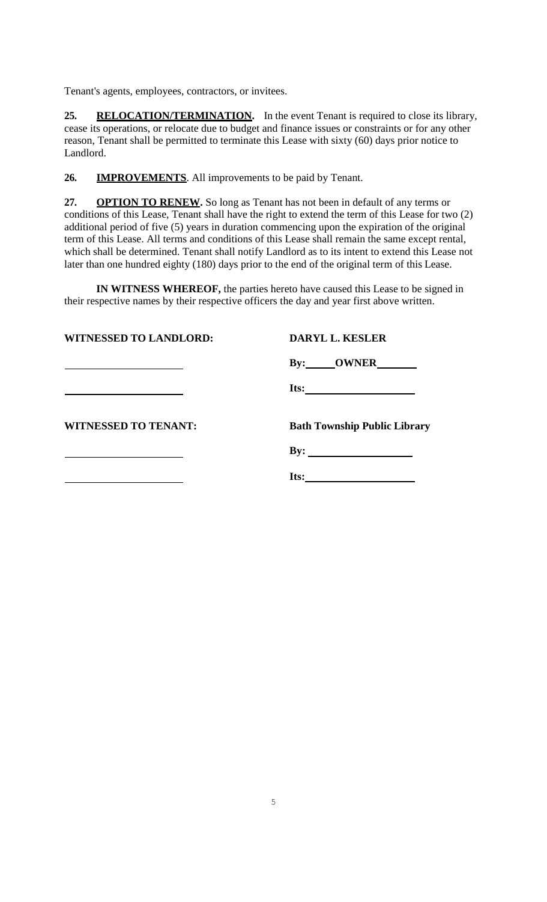Tenant's agents, employees, contractors, or invitees.

**25. RELOCATION/TERMINATION.** In the event Tenant is required to close its library, cease its operations, or relocate due to budget and finance issues or constraints or for any other reason, Tenant shall be permitted to terminate this Lease with sixty (60) days prior notice to Landlord.

**26. IMPROVEMENTS**. All improvements to be paid by Tenant.

**27. OPTION TO RENEW.** So long as Tenant has not been in default of any terms or conditions of this Lease, Tenant shall have the right to extend the term of this Lease for two (2) additional period of five (5) years in duration commencing upon the expiration of the original term of this Lease. All terms and conditions of this Lease shall remain the same except rental, which shall be determined. Tenant shall notify Landlord as to its intent to extend this Lease not later than one hundred eighty (180) days prior to the end of the original term of this Lease.

**IN WITNESS WHEREOF,** the parties hereto have caused this Lease to be signed in their respective names by their respective officers the day and year first above written.

| **WITNESSED TO LANDLORD:** | **DARYL L. KESLER** |
|---|---|
| ______________________ | **By: OWNER** |
| ______________________ | **Its:** ______________________ |
| **WITNESSED TO TENANT:** | **Bath Township Public Library** |
| ______________________ | **By:** ______________________ |
| ______________________ | **Its:** ______________________ |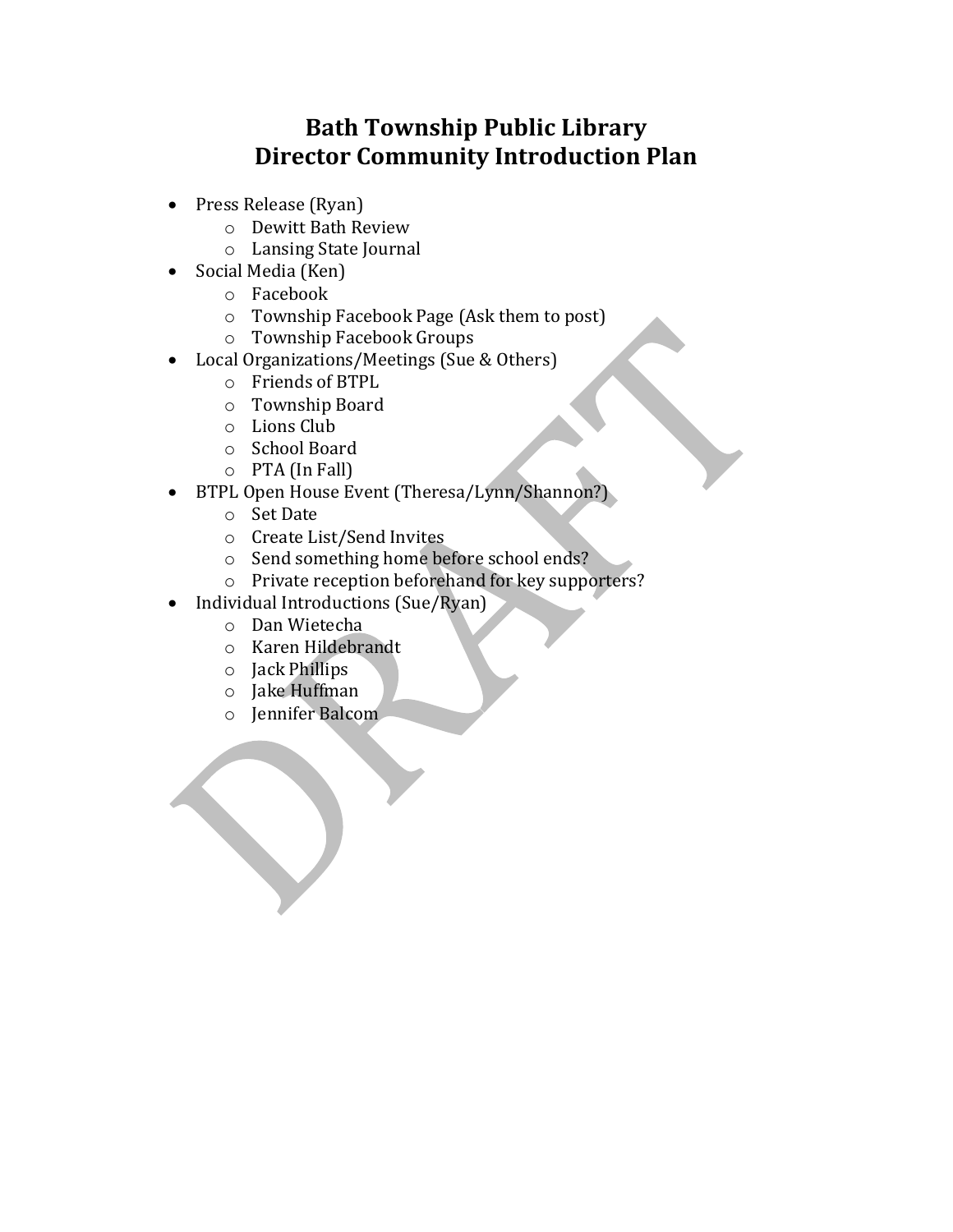# Bath Township Public Library
# Director Community Introduction Plan

- Press Release (Ryan)
    - Dewitt Bath Review
    - Lansing State Journal
- Social Media (Ken)
    - Facebook
    - Township Facebook Page (Ask them to post)
    - Township Facebook Groups
- Local Organizations/Meetings (Sue & Others)
    - Friends of BTPL
    - Township Board
    - Lions Club
    - School Board
    - PTA (In Fall)
- BTPL Open House Event (Theresa/Lynn/Shannon?)
    - Set Date
    - Create List/Send Invites
    - Send something home before school ends?
    - Private reception beforehand for key supporters?
- Individual Introductions (Sue/Ryan)
    - Dan Wietecha
    - Karen Hildebrandt
    - Jack Phillips
    - Jake Huffman
    - Jennifer Balcom

DRAFT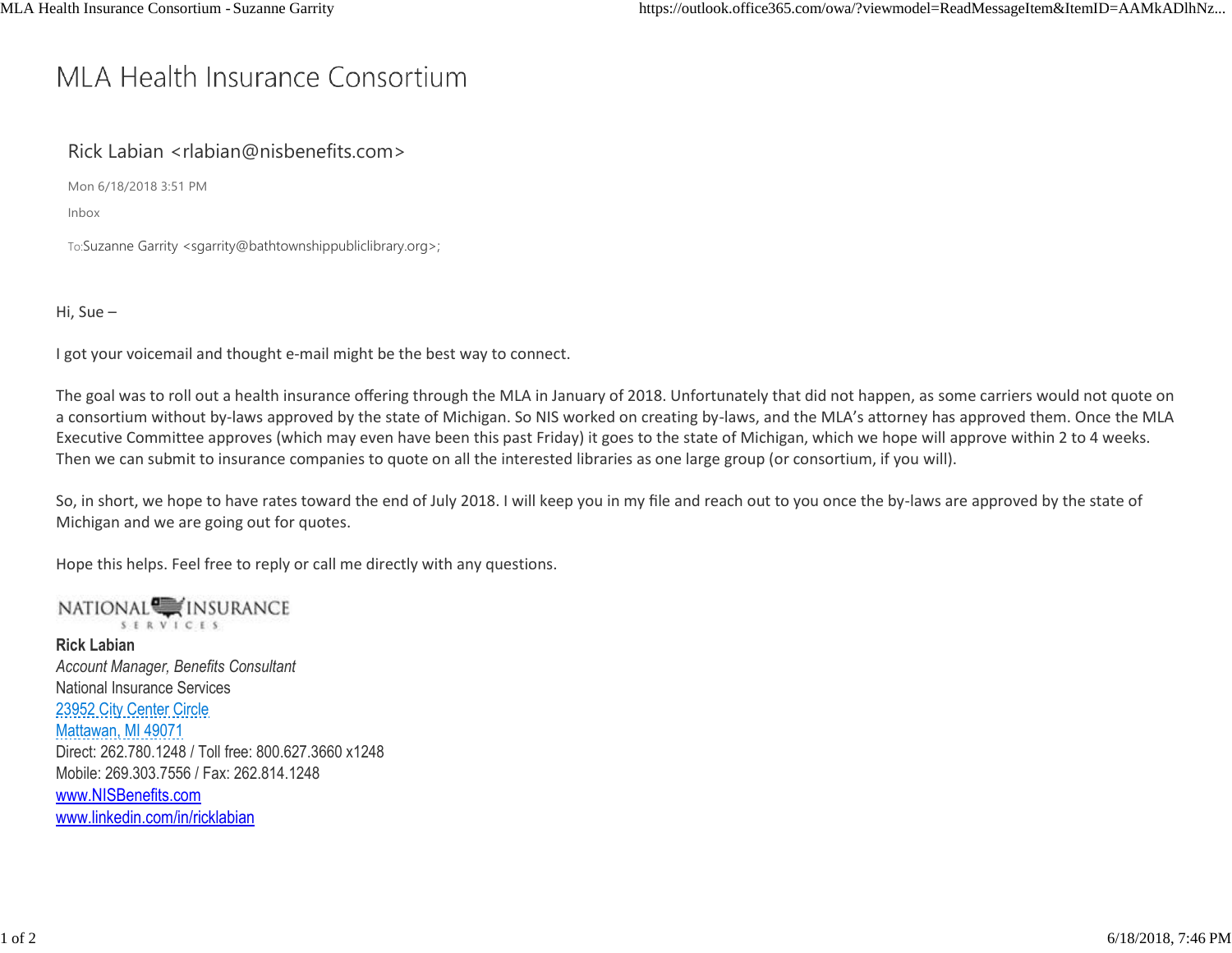# MLA Health Insurance Consortium

Rick Labian <rlabian@nisbenefits.com>

Mon 6/18/2018 3:51 PM

Inbox

To:Suzanne Garrity <sgarrity@bathtownshippubliclibrary.org>;

Hi, Sue –

I got your voicemail and thought e-mail might be the best way to connect.

The goal was to roll out a health insurance offering through the MLA in January of 2018. Unfortunately that did not happen, as some carriers would not quote on a consortium without by-laws approved by the state of Michigan. So NIS worked on creating by-laws, and the MLA's attorney has approved them. Once the MLA Executive Committee approves (which may even have been this past Friday) it goes to the state of Michigan, which we hope will approve within 2 to 4 weeks. Then we can submit to insurance companies to quote on all the interested libraries as one large group (or consortium, if you will).

So, in short, we hope to have rates toward the end of July 2018. I will keep you in my file and reach out to you once the by-laws are approved by the state of Michigan and we are going out for quotes.

Hope this helps. Feel free to reply or call me directly with any questions.

NATIONAL INSURANCE SERVICES

**Rick Labian**
*Account Manager, Benefits Consultant*
National Insurance Services
23952 City Center Circle
Mattawan, MI 49071
Direct: 262.780.1248 / Toll free: 800.627.3660 x1248
Mobile: 269.303.7556 / Fax: 262.814.1248
www.NISBenefits.com
www.linkedin.com/in/ricklabian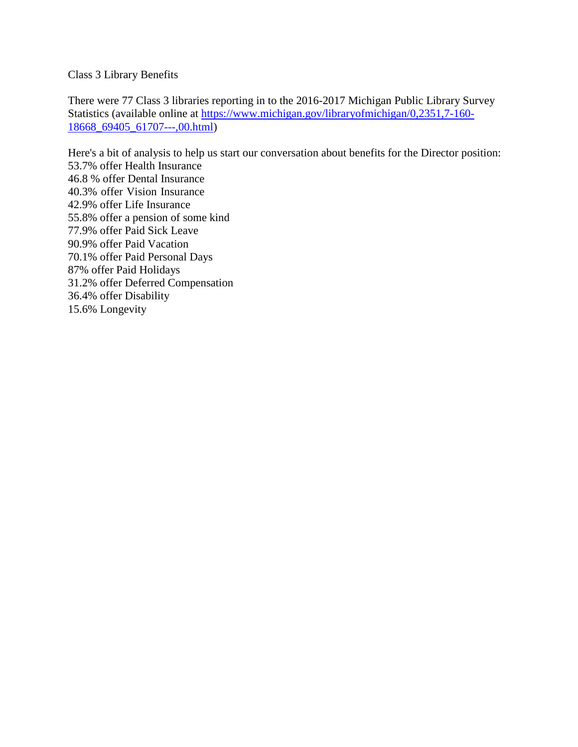Class 3 Library Benefits

There were 77 Class 3 libraries reporting in to the 2016-2017 Michigan Public Library Survey Statistics (available online at https://www.michigan.gov/libraryofmichigan/0,2351,7-160-18668_69405_61707---,00.html)

Here's a bit of analysis to help us start our conversation about benefits for the Director position:
53.7% offer Health Insurance
46.8 % offer Dental Insurance
40.3% offer Vision Insurance
42.9% offer Life Insurance
55.8% offer a pension of some kind
77.9% offer Paid Sick Leave
90.9% offer Paid Vacation
70.1% offer Paid Personal Days
87% offer Paid Holidays
31.2% offer Deferred Compensation
36.4% offer Disability
15.6% Longevity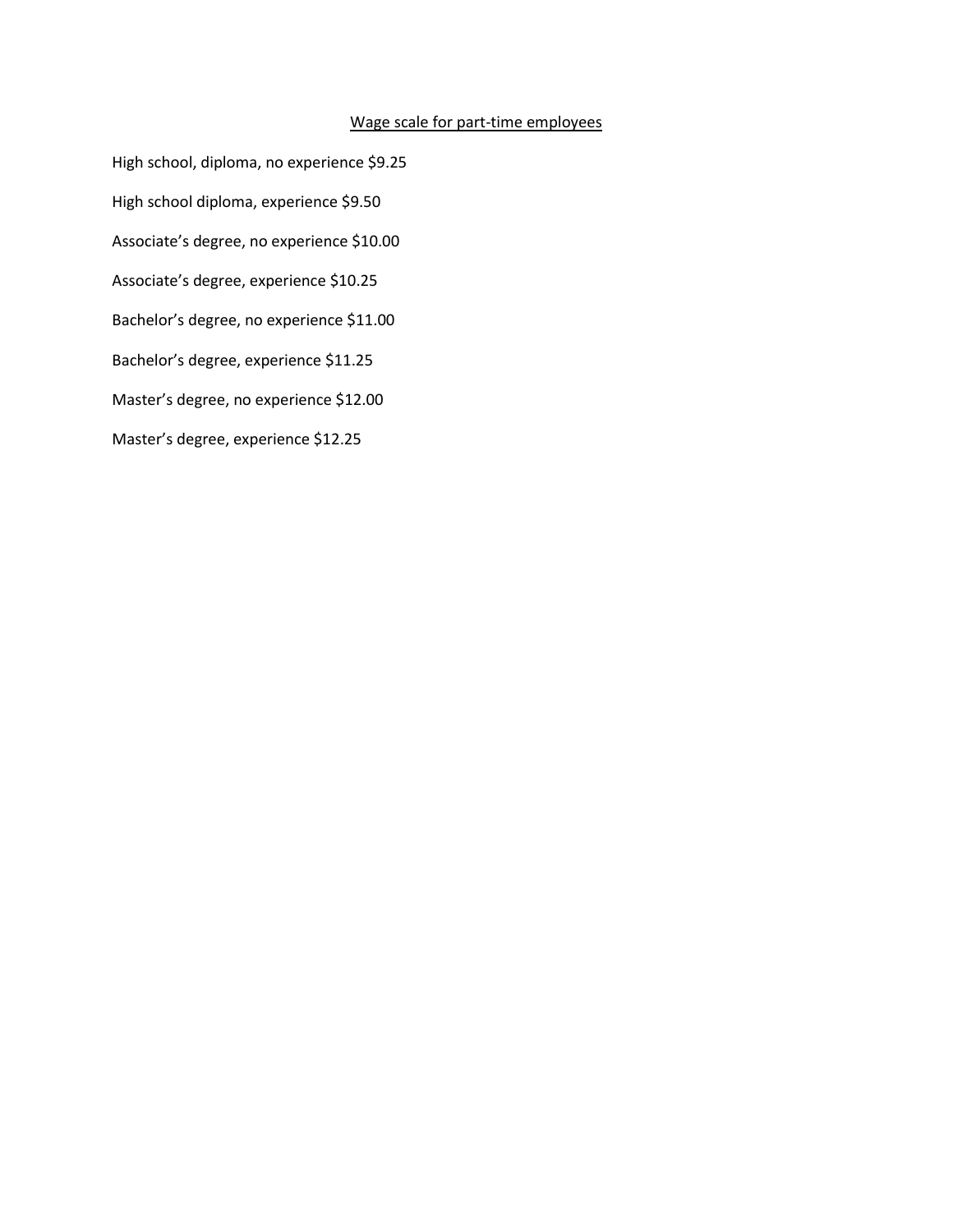## Wage scale for part-time employees

High school, diploma, no experience $9.25

High school diploma, experience $9.50

Associate's degree, no experience $10.00

Associate's degree, experience $10.25

Bachelor's degree, no experience $11.00

Bachelor's degree, experience $11.25

Master's degree, no experience $12.00

Master's degree, experience $12.25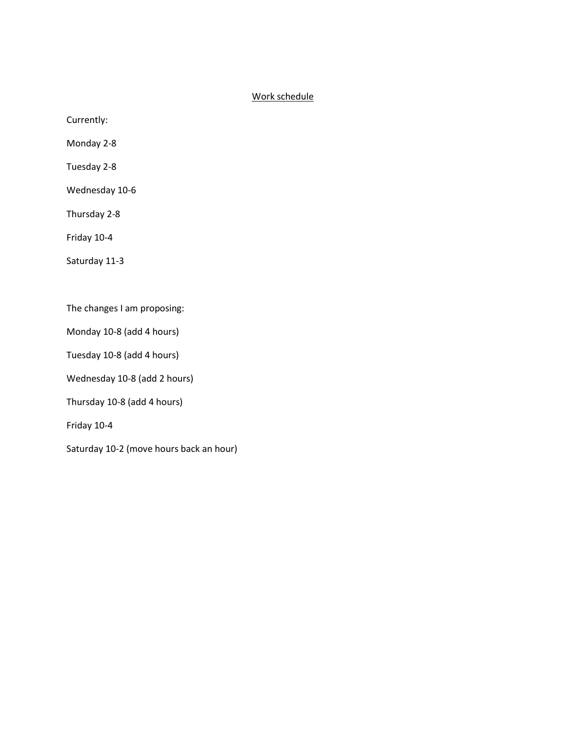<u>Work schedule</u>

Currently:

Monday 2-8

Tuesday 2-8

Wednesday 10-6

Thursday 2-8

Friday 10-4

Saturday 11-3

The changes I am proposing:

Monday 10-8 (add 4 hours)

Tuesday 10-8 (add 4 hours)

Wednesday 10-8 (add 2 hours)

Thursday 10-8 (add 4 hours)

Friday 10-4

Saturday 10-2 (move hours back an hour)